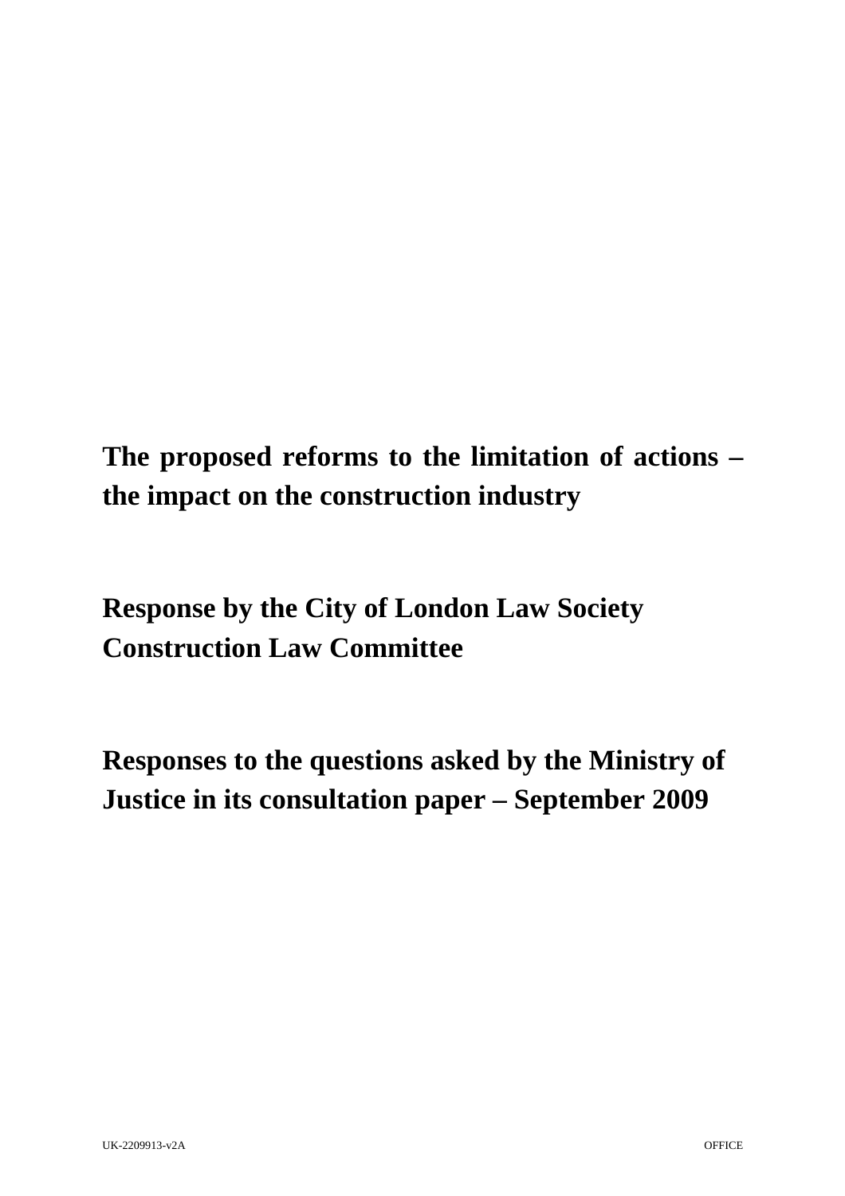# The proposed reforms to the limitation of actions – the impact on the construction industry

## Response by the City of London Law Society Construction Law Committee

## Responses to the questions asked by the Ministry of Justice in its consultation paper – September 2009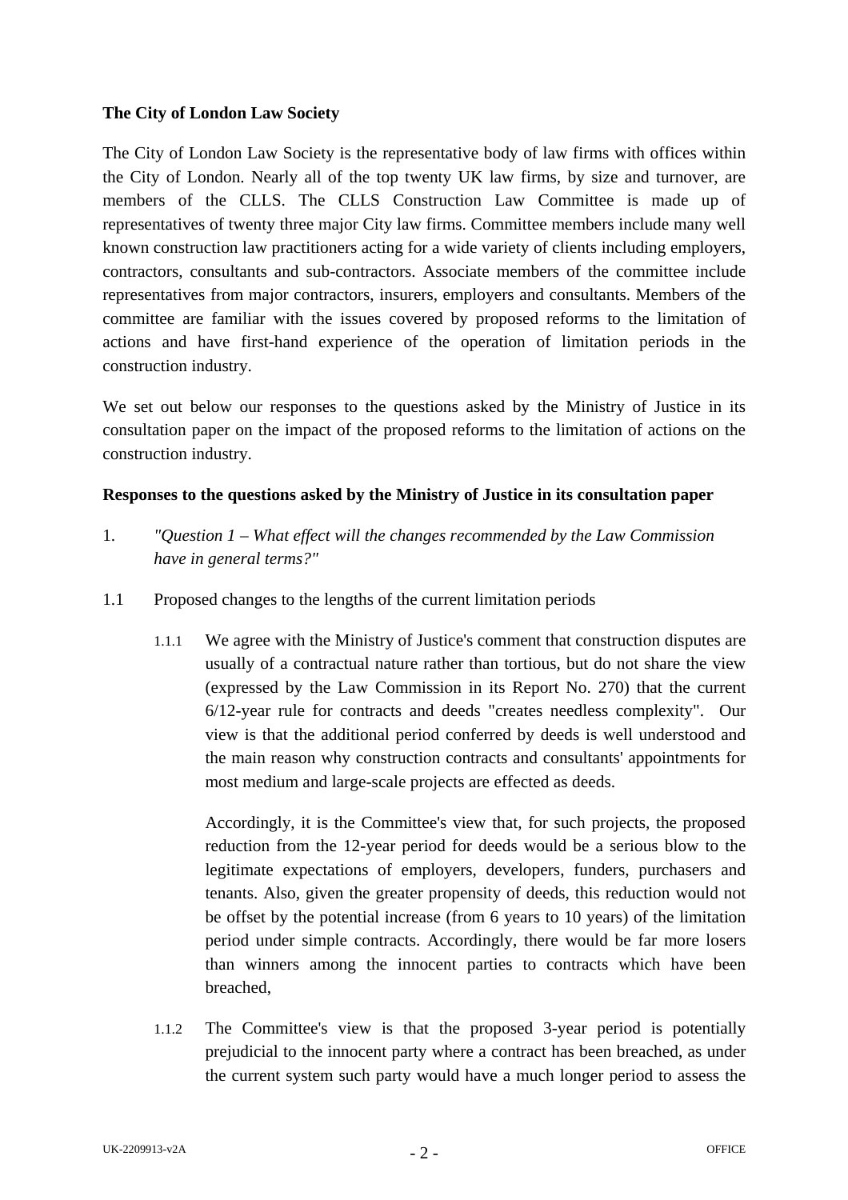**The City of London Law Society**

The City of London Law Society is the representative body of law firms with offices within the City of London. Nearly all of the top twenty UK law firms, by size and turnover, are members of the CLLS. The CLLS Construction Law Committee is made up of representatives of twenty three major City law firms. Committee members include many well known construction law practitioners acting for a wide variety of clients including employers, contractors, consultants and sub-contractors. Associate members of the committee include representatives from major contractors, insurers, employers and consultants. Members of the committee are familiar with the issues covered by proposed reforms to the limitation of actions and have first-hand experience of the operation of limitation periods in the construction industry.

We set out below our responses to the questions asked by the Ministry of Justice in its consultation paper on the impact of the proposed reforms to the limitation of actions on the construction industry.

**Responses to the questions asked by the Ministry of Justice in its consultation paper**

1. *"Question 1 – What effect will the changes recommended by the Law Commission have in general terms?"*

1.1 Proposed changes to the lengths of the current limitation periods

1.1.1 We agree with the Ministry of Justice's comment that construction disputes are usually of a contractual nature rather than tortious, but do not share the view (expressed by the Law Commission in its Report No. 270) that the current 6/12-year rule for contracts and deeds "creates needless complexity". Our view is that the additional period conferred by deeds is well understood and the main reason why construction contracts and consultants' appointments for most medium and large-scale projects are effected as deeds.

Accordingly, it is the Committee's view that, for such projects, the proposed reduction from the 12-year period for deeds would be a serious blow to the legitimate expectations of employers, developers, funders, purchasers and tenants. Also, given the greater propensity of deeds, this reduction would not be offset by the potential increase (from 6 years to 10 years) of the limitation period under simple contracts. Accordingly, there would be far more losers than winners among the innocent parties to contracts which have been breached,

1.1.2 The Committee's view is that the proposed 3-year period is potentially prejudicial to the innocent party where a contract has been breached, as under the current system such party would have a much longer period to assess the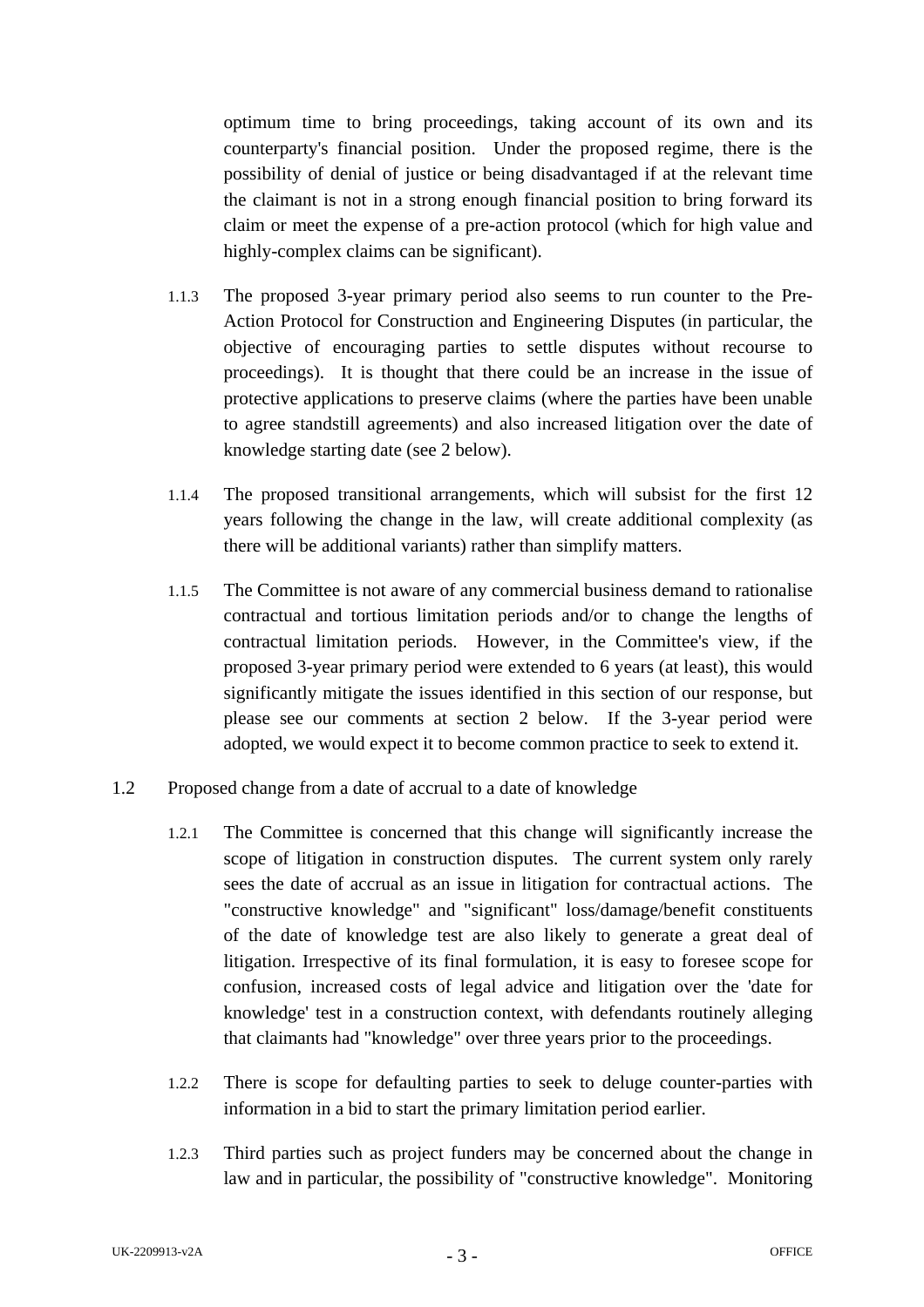optimum time to bring proceedings, taking account of its own and its counterparty's financial position. Under the proposed regime, there is the possibility of denial of justice or being disadvantaged if at the relevant time the claimant is not in a strong enough financial position to bring forward its claim or meet the expense of a pre-action protocol (which for high value and highly-complex claims can be significant).

1.1.3 The proposed 3-year primary period also seems to run counter to the Pre-Action Protocol for Construction and Engineering Disputes (in particular, the objective of encouraging parties to settle disputes without recourse to proceedings). It is thought that there could be an increase in the issue of protective applications to preserve claims (where the parties have been unable to agree standstill agreements) and also increased litigation over the date of knowledge starting date (see 2 below).

1.1.4 The proposed transitional arrangements, which will subsist for the first 12 years following the change in the law, will create additional complexity (as there will be additional variants) rather than simplify matters.

1.1.5 The Committee is not aware of any commercial business demand to rationalise contractual and tortious limitation periods and/or to change the lengths of contractual limitation periods. However, in the Committee's view, if the proposed 3-year primary period were extended to 6 years (at least), this would significantly mitigate the issues identified in this section of our response, but please see our comments at section 2 below. If the 3-year period were adopted, we would expect it to become common practice to seek to extend it.

1.2 Proposed change from a date of accrual to a date of knowledge

1.2.1 The Committee is concerned that this change will significantly increase the scope of litigation in construction disputes. The current system only rarely sees the date of accrual as an issue in litigation for contractual actions. The "constructive knowledge" and "significant" loss/damage/benefit constituents of the date of knowledge test are also likely to generate a great deal of litigation. Irrespective of its final formulation, it is easy to foresee scope for confusion, increased costs of legal advice and litigation over the 'date for knowledge' test in a construction context, with defendants routinely alleging that claimants had "knowledge" over three years prior to the proceedings.

1.2.2 There is scope for defaulting parties to seek to deluge counter-parties with information in a bid to start the primary limitation period earlier.

1.2.3 Third parties such as project funders may be concerned about the change in law and in particular, the possibility of "constructive knowledge". Monitoring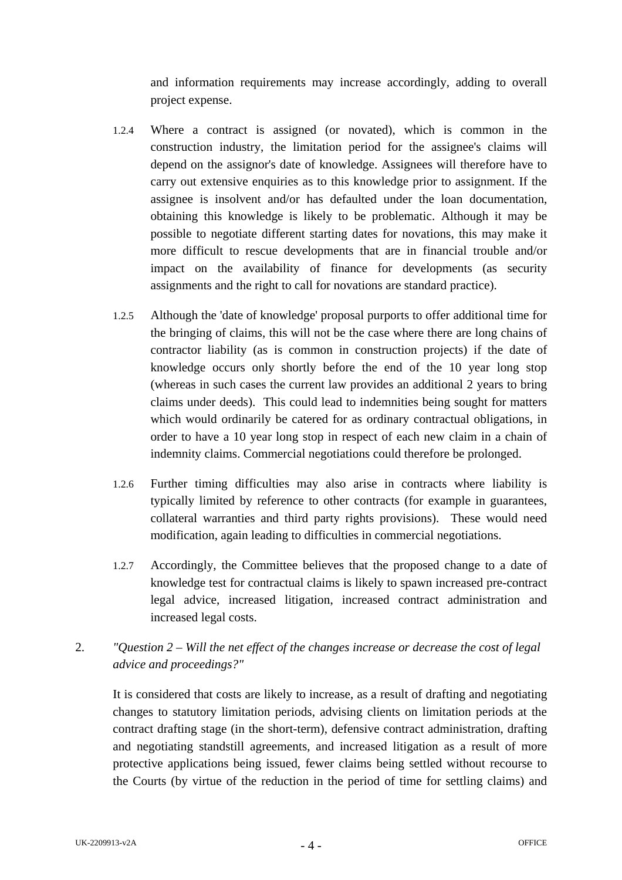and information requirements may increase accordingly, adding to overall project expense.

1.2.4 Where a contract is assigned (or novated), which is common in the construction industry, the limitation period for the assignee's claims will depend on the assignor's date of knowledge. Assignees will therefore have to carry out extensive enquiries as to this knowledge prior to assignment. If the assignee is insolvent and/or has defaulted under the loan documentation, obtaining this knowledge is likely to be problematic. Although it may be possible to negotiate different starting dates for novations, this may make it more difficult to rescue developments that are in financial trouble and/or impact on the availability of finance for developments (as security assignments and the right to call for novations are standard practice).

1.2.5 Although the 'date of knowledge' proposal purports to offer additional time for the bringing of claims, this will not be the case where there are long chains of contractor liability (as is common in construction projects) if the date of knowledge occurs only shortly before the end of the 10 year long stop (whereas in such cases the current law provides an additional 2 years to bring claims under deeds). This could lead to indemnities being sought for matters which would ordinarily be catered for as ordinary contractual obligations, in order to have a 10 year long stop in respect of each new claim in a chain of indemnity claims. Commercial negotiations could therefore be prolonged.

1.2.6 Further timing difficulties may also arise in contracts where liability is typically limited by reference to other contracts (for example in guarantees, collateral warranties and third party rights provisions). These would need modification, again leading to difficulties in commercial negotiations.

1.2.7 Accordingly, the Committee believes that the proposed change to a date of knowledge test for contractual claims is likely to spawn increased pre-contract legal advice, increased litigation, increased contract administration and increased legal costs.

2. *"Question 2 – Will the net effect of the changes increase or decrease the cost of legal advice and proceedings?"*

It is considered that costs are likely to increase, as a result of drafting and negotiating changes to statutory limitation periods, advising clients on limitation periods at the contract drafting stage (in the short-term), defensive contract administration, drafting and negotiating standstill agreements, and increased litigation as a result of more protective applications being issued, fewer claims being settled without recourse to the Courts (by virtue of the reduction in the period of time for settling claims) and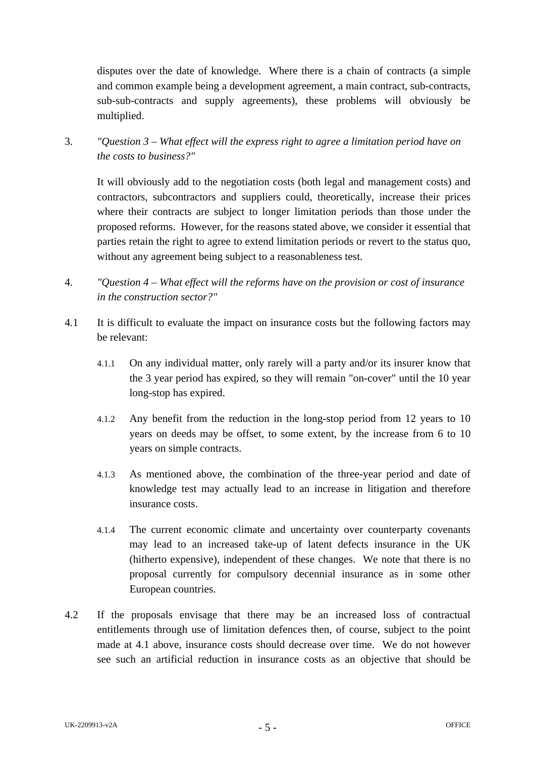disputes over the date of knowledge. Where there is a chain of contracts (a simple and common example being a development agreement, a main contract, sub-contracts, sub-sub-contracts and supply agreements), these problems will obviously be multiplied.

3. *"Question 3 – What effect will the express right to agree a limitation period have on the costs to business?"*

   It will obviously add to the negotiation costs (both legal and management costs) and contractors, subcontractors and suppliers could, theoretically, increase their prices where their contracts are subject to longer limitation periods than those under the proposed reforms. However, for the reasons stated above, we consider it essential that parties retain the right to agree to extend limitation periods or revert to the status quo, without any agreement being subject to a reasonableness test.

4. *"Question 4 – What effect will the reforms have on the provision or cost of insurance in the construction sector?"*

4.1 It is difficult to evaluate the impact on insurance costs but the following factors may be relevant:

   4.1.1 On any individual matter, only rarely will a party and/or its insurer know that the 3 year period has expired, so they will remain "on-cover" until the 10 year long-stop has expired.

   4.1.2 Any benefit from the reduction in the long-stop period from 12 years to 10 years on deeds may be offset, to some extent, by the increase from 6 to 10 years on simple contracts.

   4.1.3 As mentioned above, the combination of the three-year period and date of knowledge test may actually lead to an increase in litigation and therefore insurance costs.

   4.1.4 The current economic climate and uncertainty over counterparty covenants may lead to an increased take-up of latent defects insurance in the UK (hitherto expensive), independent of these changes. We note that there is no proposal currently for compulsory decennial insurance as in some other European countries.

4.2 If the proposals envisage that there may be an increased loss of contractual entitlements through use of limitation defences then, of course, subject to the point made at 4.1 above, insurance costs should decrease over time. We do not however see such an artificial reduction in insurance costs as an objective that should be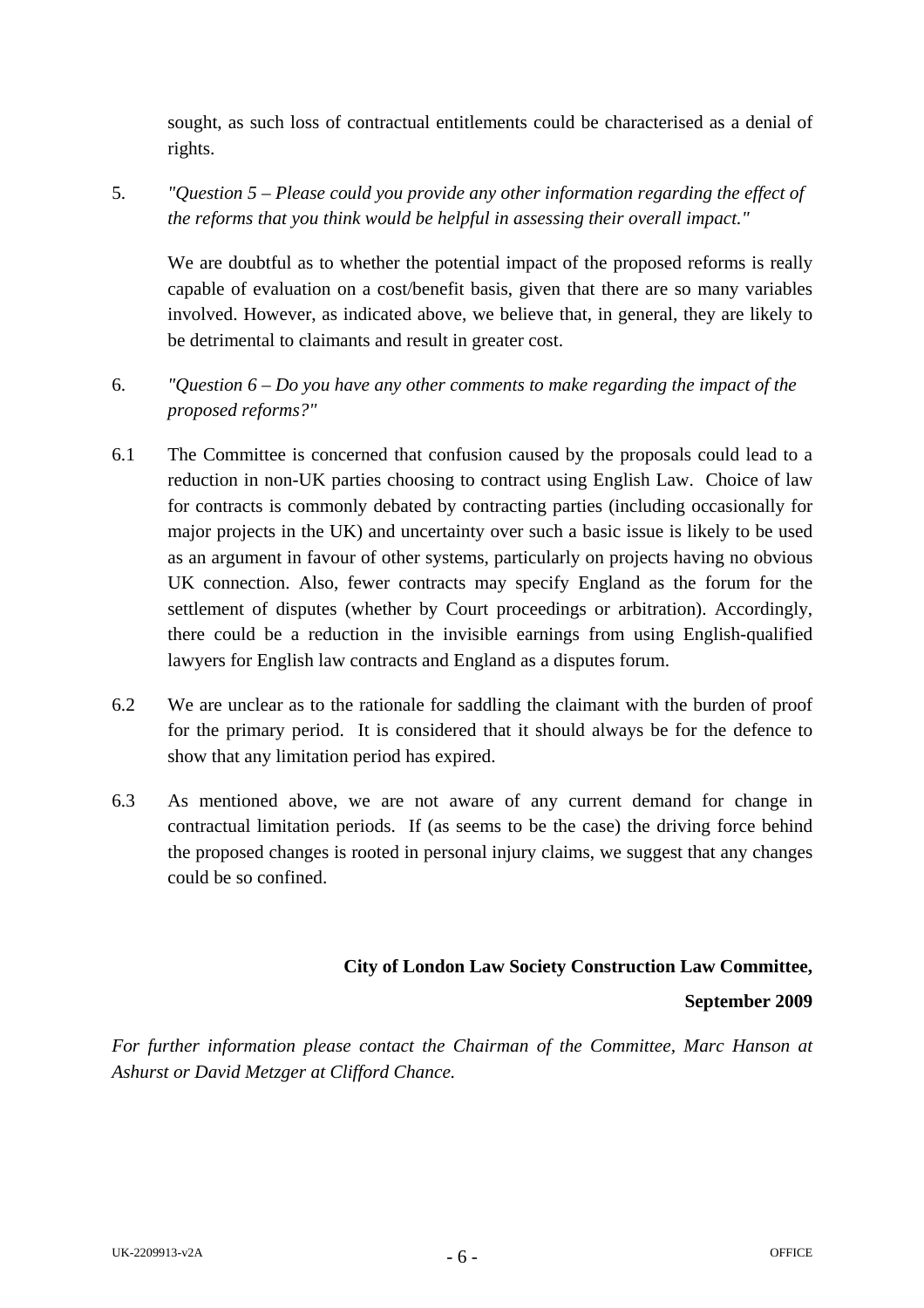sought, as such loss of contractual entitlements could be characterised as a denial of rights.

5. *"Question 5 – Please could you provide any other information regarding the effect of the reforms that you think would be helpful in assessing their overall impact."*

   We are doubtful as to whether the potential impact of the proposed reforms is really capable of evaluation on a cost/benefit basis, given that there are so many variables involved. However, as indicated above, we believe that, in general, they are likely to be detrimental to claimants and result in greater cost.

6. *"Question 6 – Do you have any other comments to make regarding the impact of the proposed reforms?"*

6.1 The Committee is concerned that confusion caused by the proposals could lead to a reduction in non-UK parties choosing to contract using English Law. Choice of law for contracts is commonly debated by contracting parties (including occasionally for major projects in the UK) and uncertainty over such a basic issue is likely to be used as an argument in favour of other systems, particularly on projects having no obvious UK connection. Also, fewer contracts may specify England as the forum for the settlement of disputes (whether by Court proceedings or arbitration). Accordingly, there could be a reduction in the invisible earnings from using English-qualified lawyers for English law contracts and England as a disputes forum.

6.2 We are unclear as to the rationale for saddling the claimant with the burden of proof for the primary period. It is considered that it should always be for the defence to show that any limitation period has expired.

6.3 As mentioned above, we are not aware of any current demand for change in contractual limitation periods. If (as seems to be the case) the driving force behind the proposed changes is rooted in personal injury claims, we suggest that any changes could be so confined.

**City of London Law Society Construction Law Committee,**

**September 2009**

*For further information please contact the Chairman of the Committee, Marc Hanson at Ashurst or David Metzger at Clifford Chance.*